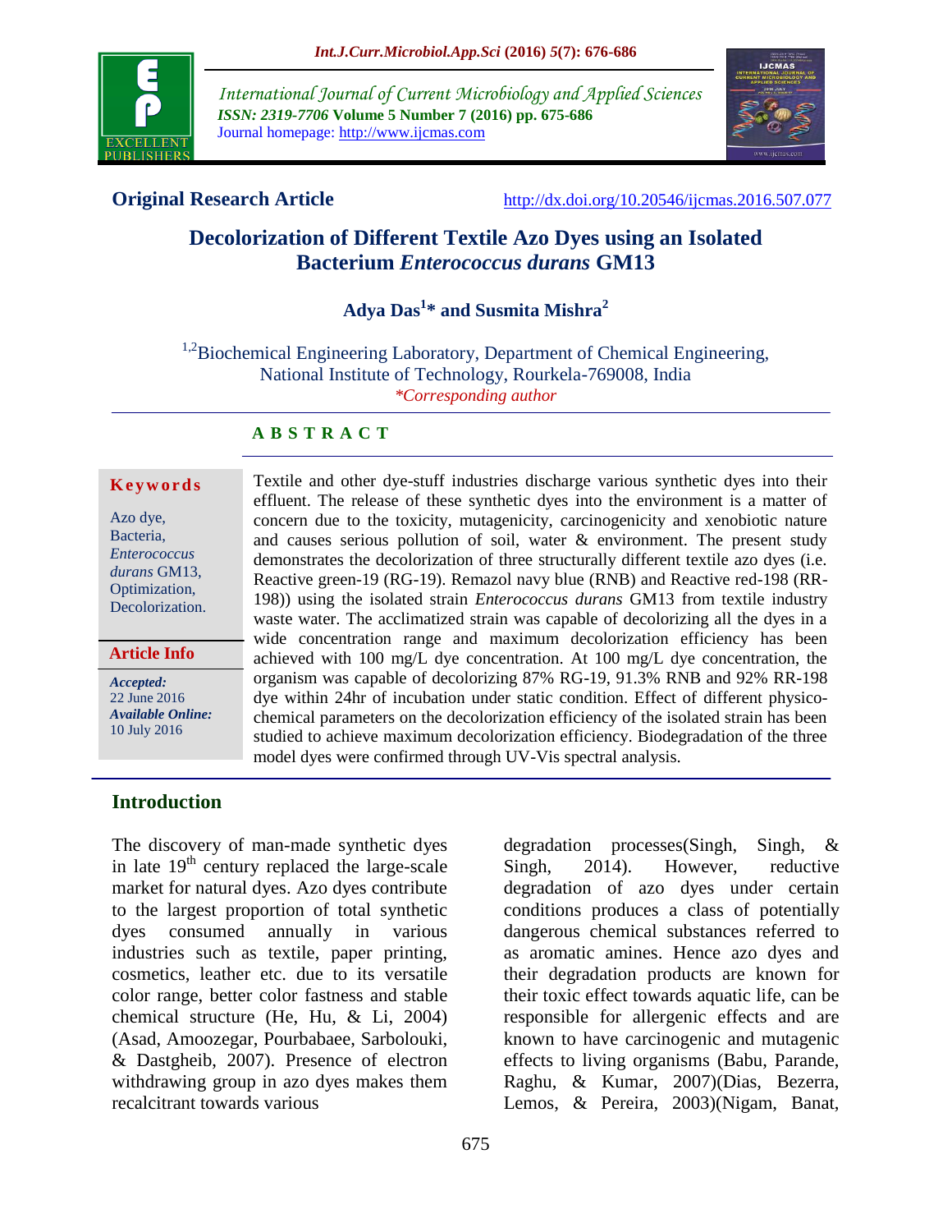**Original Research Article**

http://dx.doi.org/10.20546/ijcmas.2016.507.077

# Decolorization of Different Textile Azo Dyes using an Isolated Bacterium *Enterococcus durans* GM13

**Adya Das[1]\* and Susmita Mishra[2]**

[1,2]Biochemical Engineering Laboratory, Department of Chemical Engineering, National Institute of Technology, Rourkela-769008, India

*\*Corresponding author*

## ABSTRACT

**Keywords**

Azo dye, Bacteria, *Enterococcus durans* GM13, Optimization, Decolorization.

**Article Info**

***Accepted:*** 22 June 2016

***Available Online:*** 10 July 2016

Textile and other dye-stuff industries discharge various synthetic dyes into their effluent. The release of these synthetic dyes into the environment is a matter of concern due to the toxicity, mutagenicity, carcinogenicity and xenobiotic nature and causes serious pollution of soil, water & environment. The present study demonstrates the decolorization of three structurally different textile azo dyes (i.e. Reactive green-19 (RG-19). Remazol navy blue (RNB) and Reactive red-198 (RR-198)) using the isolated strain *Enterococcus durans* GM13 from textile industry waste water. The acclimatized strain was capable of decolorizing all the dyes in a wide concentration range and maximum decolorization efficiency has been achieved with 100 mg/L dye concentration. At 100 mg/L dye concentration, the organism was capable of decolorizing 87% RG-19, 91.3% RNB and 92% RR-198 dye within 24hr of incubation under static condition. Effect of different physico-chemical parameters on the decolorization efficiency of the isolated strain has been studied to achieve maximum decolorization efficiency. Biodegradation of the three model dyes were confirmed through UV-Vis spectral analysis.

## Introduction

The discovery of man-made synthetic dyes in late 19$^{th}$ century replaced the large-scale market for natural dyes. Azo dyes contribute to the largest proportion of total synthetic dyes consumed annually in various industries such as textile, paper printing, cosmetics, leather etc. due to its versatile color range, better color fastness and stable chemical structure (He, Hu, & Li, 2004) (Asad, Amoozegar, Pourbabaee, Sarbolouki, & Dastgheib, 2007). Presence of electron withdrawing group in azo dyes makes them recalcitrant towards various degradation processes(Singh, Singh, & Singh, 2014). However, reductive degradation of azo dyes under certain conditions produces a class of potentially dangerous chemical substances referred to as aromatic amines. Hence azo dyes and their degradation products are known for their toxic effect towards aquatic life, can be responsible for allergenic effects and are known to have carcinogenic and mutagenic effects to living organisms (Babu, Parande, Raghu, & Kumar, 2007)(Dias, Bezerra, Lemos, & Pereira, 2003)(Nigam, Banat,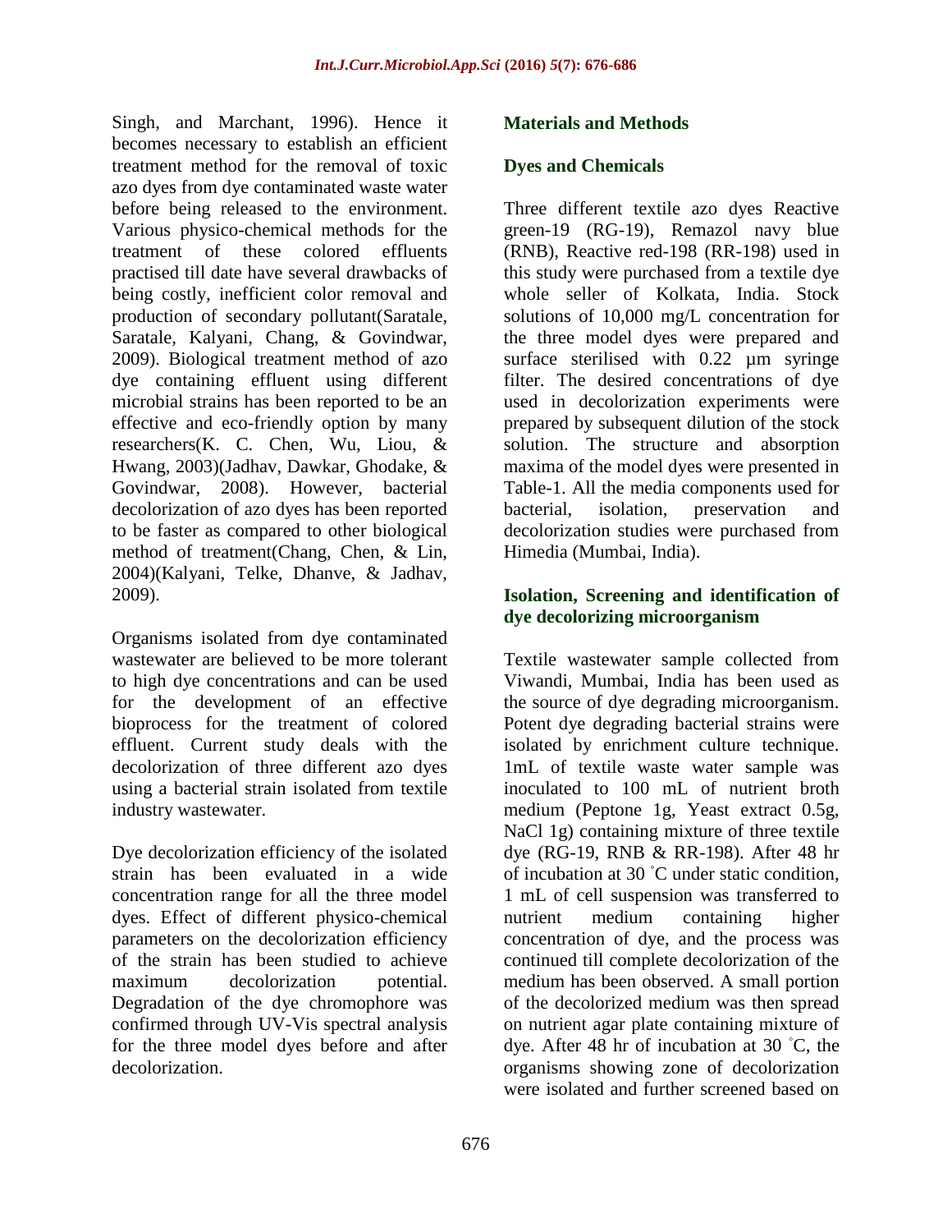Singh, and Marchant, 1996). Hence it becomes necessary to establish an efficient treatment method for the removal of toxic azo dyes from dye contaminated waste water before being released to the environment. Various physico-chemical methods for the treatment of these colored effluents practised till date have several drawbacks of being costly, inefficient color removal and production of secondary pollutant(Saratale, Saratale, Kalyani, Chang, & Govindwar, 2009). Biological treatment method of azo dye containing effluent using different microbial strains has been reported to be an effective and eco-friendly option by many researchers(K. C. Chen, Wu, Liou, & Hwang, 2003)(Jadhav, Dawkar, Ghodake, & Govindwar, 2008). However, bacterial decolorization of azo dyes has been reported to be faster as compared to other biological method of treatment(Chang, Chen, & Lin, 2004)(Kalyani, Telke, Dhanve, & Jadhav, 2009).

Organisms isolated from dye contaminated wastewater are believed to be more tolerant to high dye concentrations and can be used for the development of an effective bioprocess for the treatment of colored effluent. Current study deals with the decolorization of three different azo dyes using a bacterial strain isolated from textile industry wastewater.

Dye decolorization efficiency of the isolated strain has been evaluated in a wide concentration range for all the three model dyes. Effect of different physico-chemical parameters on the decolorization efficiency of the strain has been studied to achieve maximum decolorization potential. Degradation of the dye chromophore was confirmed through UV-Vis spectral analysis for the three model dyes before and after decolorization.

## Materials and Methods

### Dyes and Chemicals

Three different textile azo dyes Reactive green-19 (RG-19), Remazol navy blue (RNB), Reactive red-198 (RR-198) used in this study were purchased from a textile dye whole seller of Kolkata, India. Stock solutions of 10,000 mg/L concentration for the three model dyes were prepared and surface sterilised with 0.22 µm syringe filter. The desired concentrations of dye used in decolorization experiments were prepared by subsequent dilution of the stock solution. The structure and absorption maxima of the model dyes were presented in Table-1. All the media components used for bacterial, isolation, preservation and decolorization studies were purchased from Himedia (Mumbai, India).

### Isolation, Screening and identification of dye decolorizing microorganism

Textile wastewater sample collected from Viwandi, Mumbai, India has been used as the source of dye degrading microorganism. Potent dye degrading bacterial strains were isolated by enrichment culture technique. 1mL of textile waste water sample was inoculated to 100 mL of nutrient broth medium (Peptone 1g, Yeast extract 0.5g, NaCl 1g) containing mixture of three textile dye (RG-19, RNB & RR-198). After 48 hr of incubation at 30 ˚C under static condition, 1 mL of cell suspension was transferred to nutrient medium containing higher concentration of dye, and the process was continued till complete decolorization of the medium has been observed. A small portion of the decolorized medium was then spread on nutrient agar plate containing mixture of dye. After 48 hr of incubation at 30 ˚C, the organisms showing zone of decolorization were isolated and further screened based on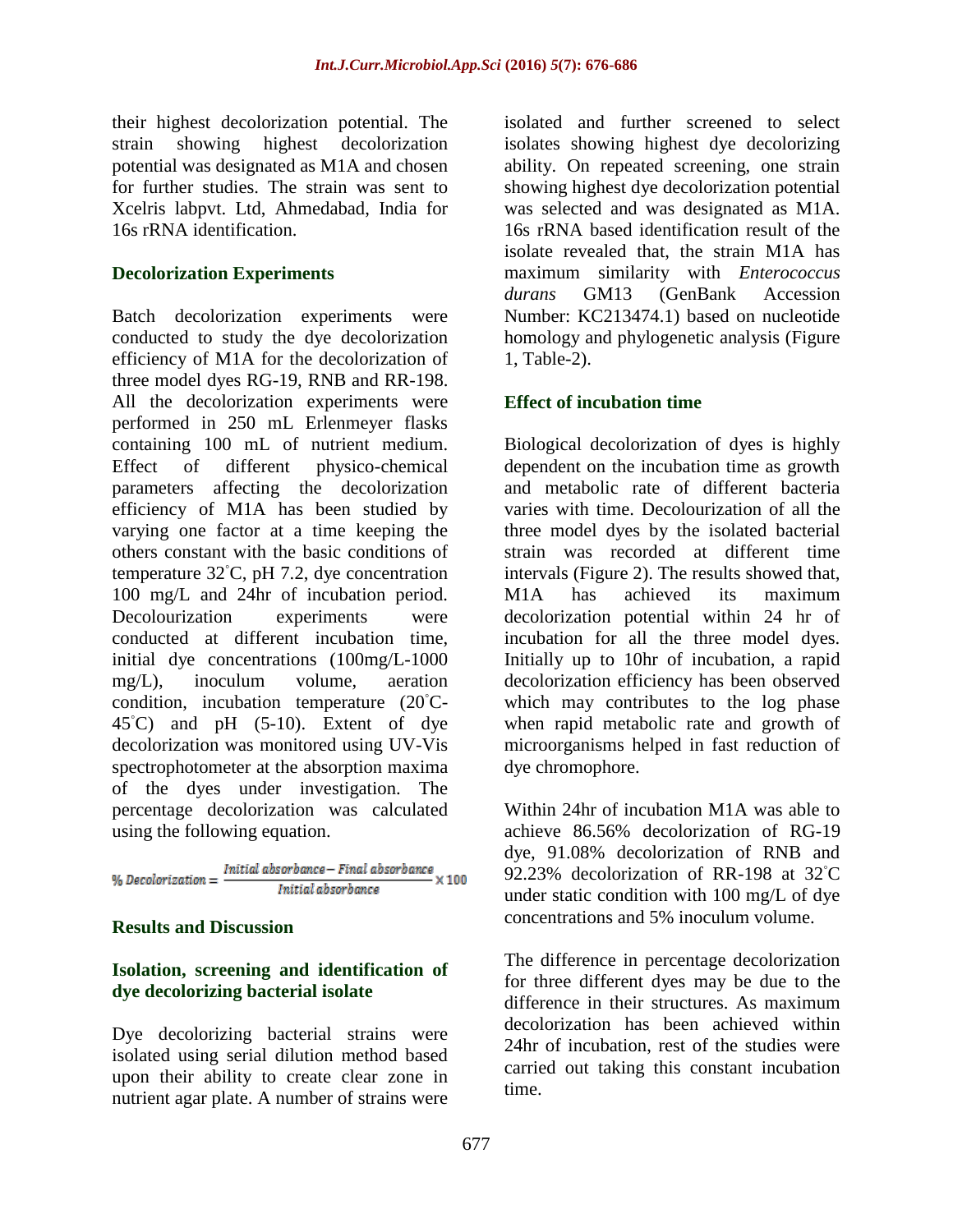their highest decolorization potential. The strain showing highest decolorization potential was designated as M1A and chosen for further studies. The strain was sent to Xcelris labpvt. Ltd, Ahmedabad, India for 16s rRNA identification.

### Decolorization Experiments

Batch decolorization experiments were conducted to study the dye decolorization efficiency of M1A for the decolorization of three model dyes RG-19, RNB and RR-198. All the decolorization experiments were performed in 250 mL Erlenmeyer flasks containing 100 mL of nutrient medium. Effect of different physico-chemical parameters affecting the decolorization efficiency of M1A has been studied by varying one factor at a time keeping the others constant with the basic conditions of temperature 32°C, pH 7.2, dye concentration 100 mg/L and 24hr of incubation period. Decolourization experiments were conducted at different incubation time, initial dye concentrations (100mg/L-1000 mg/L), inoculum volume, aeration condition, incubation temperature (20°C-45°C) and pH (5-10). Extent of dye decolorization was monitored using UV-Vis spectrophotometer at the absorption maxima of the dyes under investigation. The percentage decolorization was calculated using the following equation.

$$\%\ Decolorization = \frac{Initial\ absorbance - Final\ absorbance}{Initial\ absorbance} \times 100$$

## Results and Discussion

### Isolation, screening and identification of dye decolorizing bacterial isolate

Dye decolorizing bacterial strains were isolated using serial dilution method based upon their ability to create clear zone in nutrient agar plate. A number of strains were isolated and further screened to select isolates showing highest dye decolorizing ability. On repeated screening, one strain showing highest dye decolorization potential was selected and was designated as M1A. 16s rRNA based identification result of the isolate revealed that, the strain M1A has maximum similarity with *Enterococcus durans* GM13 (GenBank Accession Number: KC213474.1) based on nucleotide homology and phylogenetic analysis (Figure 1, Table-2).

### Effect of incubation time

Biological decolorization of dyes is highly dependent on the incubation time as growth and metabolic rate of different bacteria varies with time. Decolourization of all the three model dyes by the isolated bacterial strain was recorded at different time intervals (Figure 2). The results showed that, M1A has achieved its maximum decolorization potential within 24 hr of incubation for all the three model dyes. Initially up to 10hr of incubation, a rapid decolorization efficiency has been observed which may contributes to the log phase when rapid metabolic rate and growth of microorganisms helped in fast reduction of dye chromophore.

Within 24hr of incubation M1A was able to achieve 86.56% decolorization of RG-19 dye, 91.08% decolorization of RNB and 92.23% decolorization of RR-198 at 32°C under static condition with 100 mg/L of dye concentrations and 5% inoculum volume.

The difference in percentage decolorization for three different dyes may be due to the difference in their structures. As maximum decolorization has been achieved within 24hr of incubation, rest of the studies were carried out taking this constant incubation time.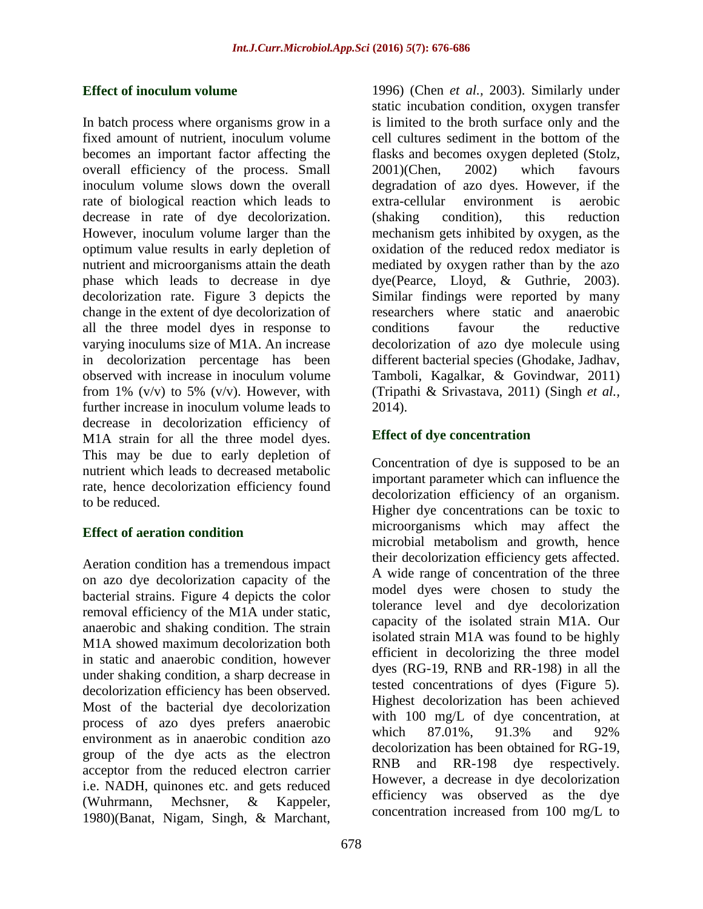### Effect of inoculum volume

In batch process where organisms grow in a fixed amount of nutrient, inoculum volume becomes an important factor affecting the overall efficiency of the process. Small inoculum volume slows down the overall rate of biological reaction which leads to decrease in rate of dye decolorization. However, inoculum volume larger than the optimum value results in early depletion of nutrient and microorganisms attain the death phase which leads to decrease in dye decolorization rate. Figure 3 depicts the change in the extent of dye decolorization of all the three model dyes in response to varying inoculums size of M1A. An increase in decolorization percentage has been observed with increase in inoculum volume from 1% (v/v) to 5% (v/v). However, with further increase in inoculum volume leads to decrease in decolorization efficiency of M1A strain for all the three model dyes. This may be due to early depletion of nutrient which leads to decreased metabolic rate, hence decolorization efficiency found to be reduced.

### Effect of aeration condition

Aeration condition has a tremendous impact on azo dye decolorization capacity of the bacterial strains. Figure 4 depicts the color removal efficiency of the M1A under static, anaerobic and shaking condition. The strain M1A showed maximum decolorization both in static and anaerobic condition, however under shaking condition, a sharp decrease in decolorization efficiency has been observed. Most of the bacterial dye decolorization process of azo dyes prefers anaerobic environment as in anaerobic condition azo group of the dye acts as the electron acceptor from the reduced electron carrier i.e. NADH, quinones etc. and gets reduced (Wuhrmann, Mechsner, & Kappeler, 1980)(Banat, Nigam, Singh, & Marchant, 1996) (Chen *et al.*, 2003). Similarly under static incubation condition, oxygen transfer is limited to the broth surface only and the cell cultures sediment in the bottom of the flasks and becomes oxygen depleted (Stolz, 2001)(Chen, 2002) which favours degradation of azo dyes. However, if the extra-cellular environment is aerobic (shaking condition), this reduction mechanism gets inhibited by oxygen, as the oxidation of the reduced redox mediator is mediated by oxygen rather than by the azo dye(Pearce, Lloyd, & Guthrie, 2003). Similar findings were reported by many researchers where static and anaerobic conditions favour the reductive decolorization of azo dye molecule using different bacterial species (Ghodake, Jadhav, Tamboli, Kagalkar, & Govindwar, 2011) (Tripathi & Srivastava, 2011) (Singh *et al.*, 2014).

### Effect of dye concentration

Concentration of dye is supposed to be an important parameter which can influence the decolorization efficiency of an organism. Higher dye concentrations can be toxic to microorganisms which may affect the microbial metabolism and growth, hence their decolorization efficiency gets affected. A wide range of concentration of the three model dyes were chosen to study the tolerance level and dye decolorization capacity of the isolated strain M1A. Our isolated strain M1A was found to be highly efficient in decolorizing the three model dyes (RG-19, RNB and RR-198) in all the tested concentrations of dyes (Figure 5). Highest decolorization has been achieved with 100 mg/L of dye concentration, at which 87.01%, 91.3% and 92% decolorization has been obtained for RG-19, RNB and RR-198 dye respectively. However, a decrease in dye decolorization efficiency was observed as the dye concentration increased from 100 mg/L to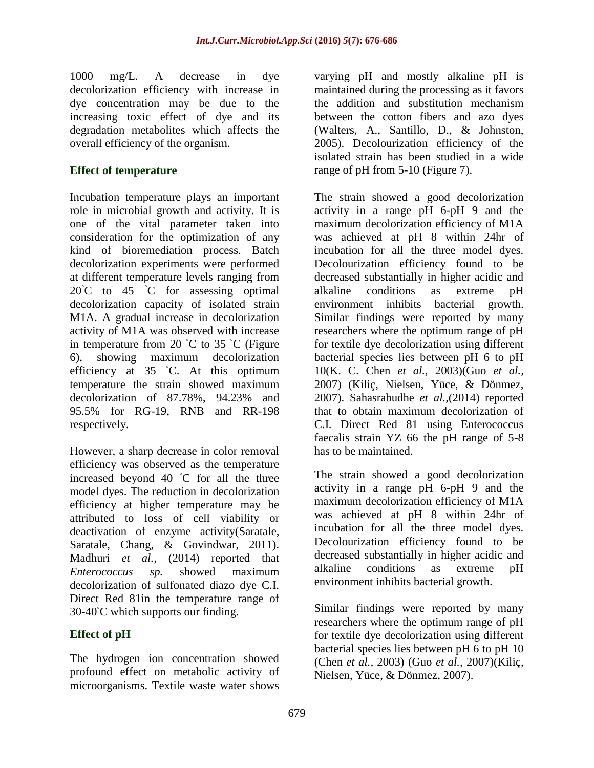1000 mg/L. A decrease in dye decolorization efficiency with increase in dye concentration may be due to the increasing toxic effect of dye and its degradation metabolites which affects the overall efficiency of the organism.

## Effect of temperature

Incubation temperature plays an important role in microbial growth and activity. It is one of the vital parameter taken into consideration for the optimization of any kind of bioremediation process. Batch decolorization experiments were performed at different temperature levels ranging from 20˚C to 45 ˚C for assessing optimal decolorization capacity of isolated strain M1A. A gradual increase in decolorization activity of M1A was observed with increase in temperature from 20 ˚C to 35 ˚C (Figure 6), showing maximum decolorization efficiency at 35 ˚C. At this optimum temperature the strain showed maximum decolorization of 87.78%, 94.23% and 95.5% for RG-19, RNB and RR-198 respectively.

However, a sharp decrease in color removal efficiency was observed as the temperature increased beyond 40 ˚C for all the three model dyes. The reduction in decolorization efficiency at higher temperature may be attributed to loss of cell viability or deactivation of enzyme activity(Saratale, Saratale, Chang, & Govindwar, 2011). Madhuri *et al.,* (2014) reported that *Enterococcus sp.* showed maximum decolorization of sulfonated diazo dye C.I. Direct Red 81in the temperature range of 30-40˚C which supports our finding.

## Effect of pH

The hydrogen ion concentration showed profound effect on metabolic activity of microorganisms. Textile waste water shows varying pH and mostly alkaline pH is maintained during the processing as it favors the addition and substitution mechanism between the cotton fibers and azo dyes (Walters, A., Santillo, D., & Johnston, 2005). Decolourization efficiency of the isolated strain has been studied in a wide range of pH from 5-10 (Figure 7).

The strain showed a good decolorization activity in a range pH 6-pH 9 and the maximum decolorization efficiency of M1A was achieved at pH 8 within 24hr of incubation for all the three model dyes. Decolourization efficiency found to be decreased substantially in higher acidic and alkaline conditions as extreme pH environment inhibits bacterial growth. Similar findings were reported by many researchers where the optimum range of pH for textile dye decolorization using different bacterial species lies between pH 6 to pH 10(K. C. Chen *et al.,* 2003)(Guo *et al.,* 2007) (Kiliç, Nielsen, Yüce, & Dönmez, 2007). Sahasrabudhe *et al.,*(2014) reported that to obtain maximum decolorization of C.I. Direct Red 81 using Enterococcus faecalis strain YZ 66 the pH range of 5-8 has to be maintained.

The strain showed a good decolorization activity in a range pH 6-pH 9 and the maximum decolorization efficiency of M1A was achieved at pH 8 within 24hr of incubation for all the three model dyes. Decolourization efficiency found to be decreased substantially in higher acidic and alkaline conditions as extreme pH environment inhibits bacterial growth.

Similar findings were reported by many researchers where the optimum range of pH for textile dye decolorization using different bacterial species lies between pH 6 to pH 10 (Chen *et al.,* 2003) (Guo *et al.,* 2007)(Kiliç, Nielsen, Yüce, & Dönmez, 2007).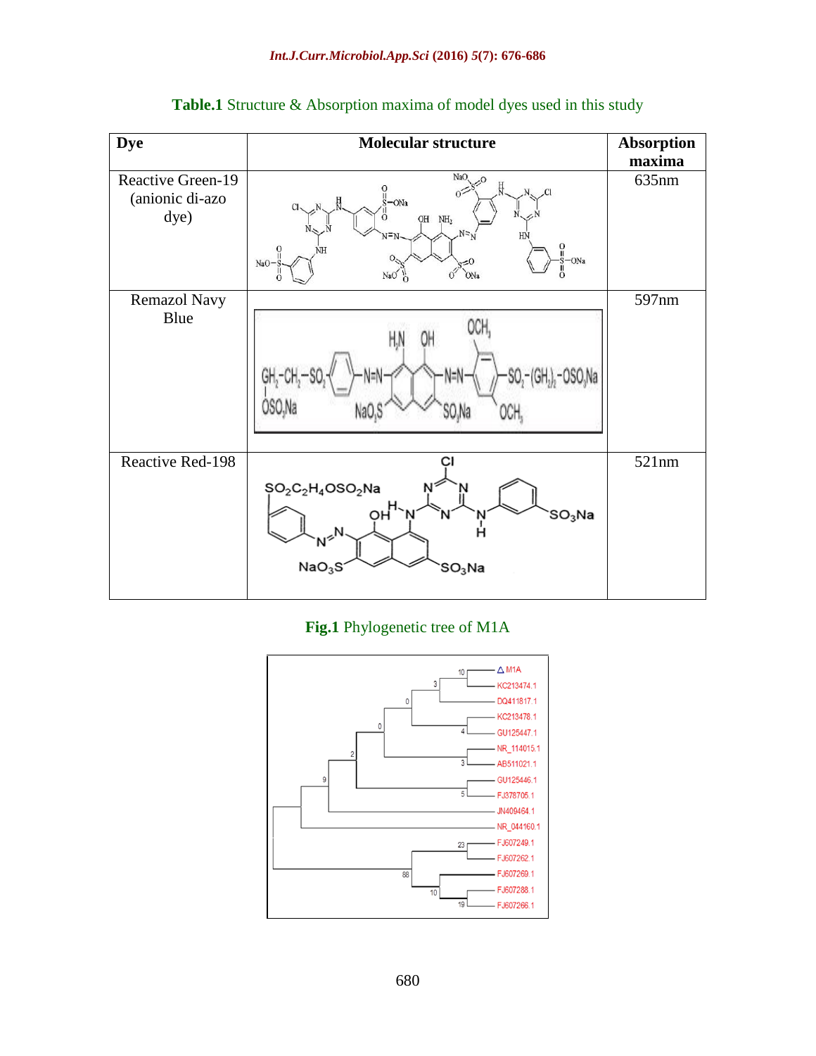**Table.1** Structure & Absorption maxima of model dyes used in this study

| Dye | Molecular structure | Absorption maxima |
|---|---|---|
| Reactive Green-19 (anionic di-azo dye) | | 635nm |
| Remazol Navy Blue | | 597nm |
| Reactive Red-198 | | 521nm |

**Fig.1** Phylogenetic tree of M1A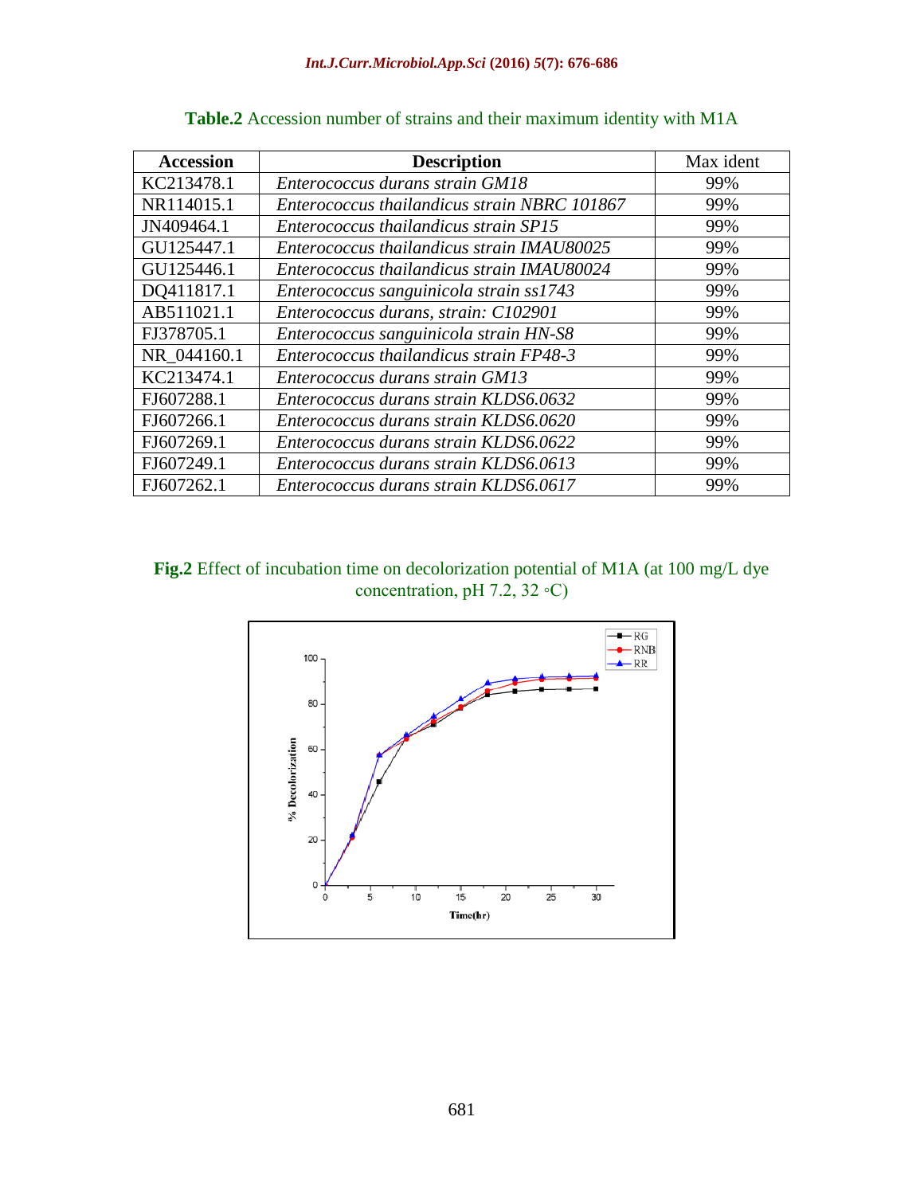**Table.2** Accession number of strains and their maximum identity with M1A

| Accession | Description | Max ident |
|---|---|---|
| KC213478.1 | *Enterococcus durans strain GM18* | 99% |
| NR114015.1 | *Enterococcus thailandicus strain NBRC 101867* | 99% |
| JN409464.1 | *Enterococcus thailandicus strain SP15* | 99% |
| GU125447.1 | *Enterococcus thailandicus strain IMAU80025* | 99% |
| GU125446.1 | *Enterococcus thailandicus strain IMAU80024* | 99% |
| DQ411817.1 | *Enterococcus sanguinicola strain ss1743* | 99% |
| AB511021.1 | *Enterococcus durans, strain: C102901* | 99% |
| FJ378705.1 | *Enterococcus sanguinicola strain HN-S8* | 99% |
| NR_044160.1 | *Enterococcus thailandicus strain FP48-3* | 99% |
| KC213474.1 | *Enterococcus durans strain GM13* | 99% |
| FJ607288.1 | *Enterococcus durans strain KLDS6.0632* | 99% |
| FJ607266.1 | *Enterococcus durans strain KLDS6.0620* | 99% |
| FJ607269.1 | *Enterococcus durans strain KLDS6.0622* | 99% |
| FJ607249.1 | *Enterococcus durans strain KLDS6.0613* | 99% |
| FJ607262.1 | *Enterococcus durans strain KLDS6.0617* | 99% |

**Fig.2** Effect of incubation time on decolorization potential of M1A (at 100 mg/L dye concentration, pH 7.2, 32 ◦C)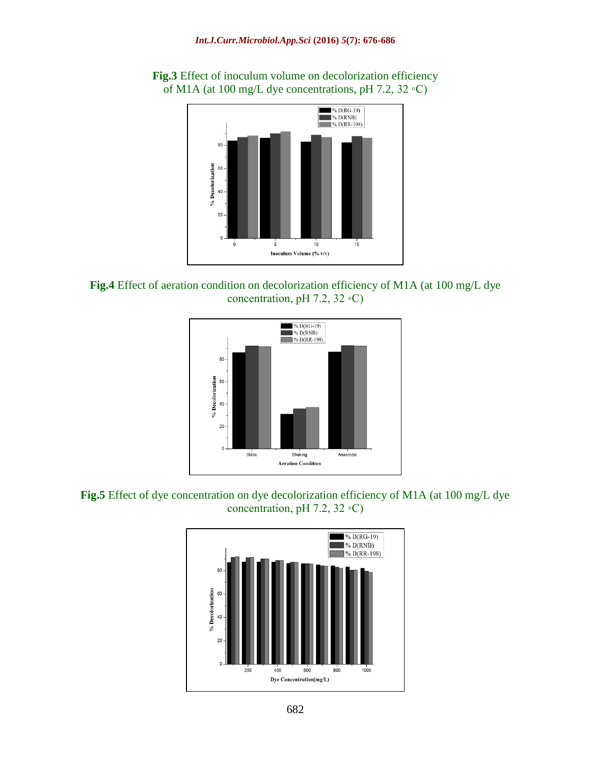**Fig.3** Effect of inoculum volume on decolorization efficiency of M1A (at 100 mg/L dye concentrations, pH 7.2, 32 ◦C)

**Fig.4** Effect of aeration condition on decolorization efficiency of M1A (at 100 mg/L dye concentration, pH 7.2, 32 ◦C)

**Fig.5** Effect of dye concentration on dye decolorization efficiency of M1A (at 100 mg/L dye concentration, pH 7.2, 32 ◦C)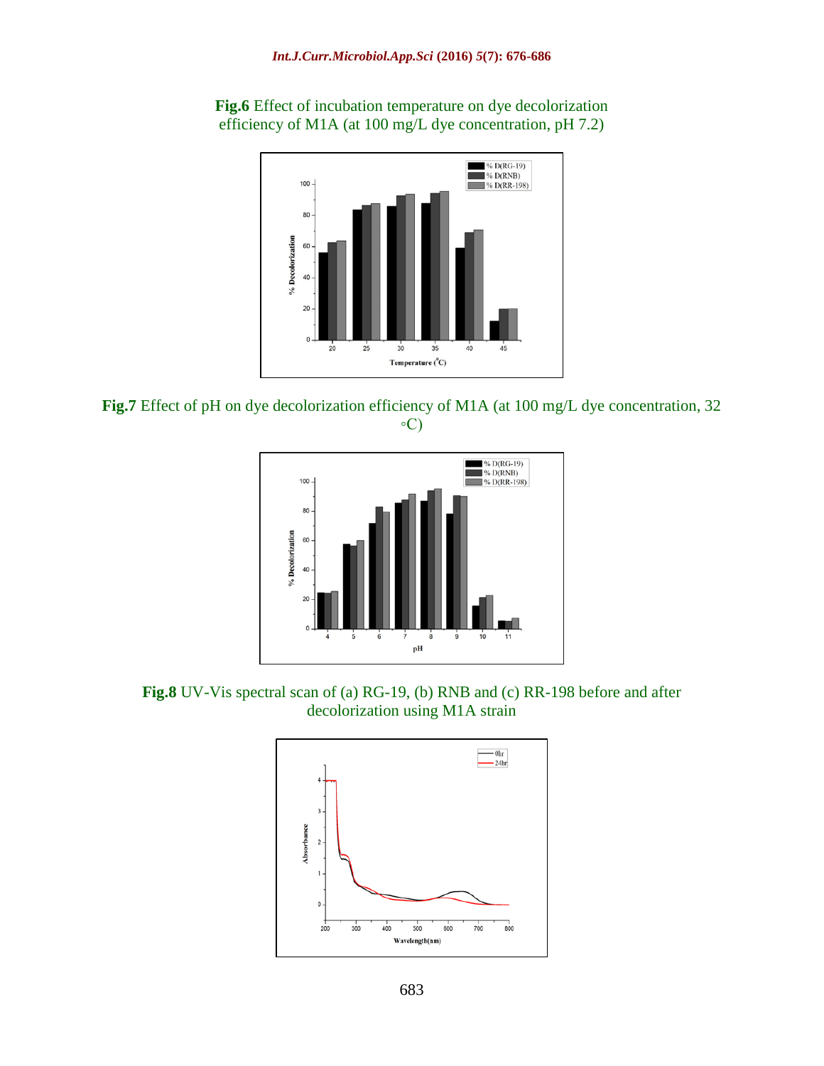**Fig.6** Effect of incubation temperature on dye decolorization efficiency of M1A (at 100 mg/L dye concentration, pH 7.2)

**Fig.7** Effect of pH on dye decolorization efficiency of M1A (at 100 mg/L dye concentration, 32 ◦C)

**Fig.8** UV-Vis spectral scan of (a) RG-19, (b) RNB and (c) RR-198 before and after decolorization using M1A strain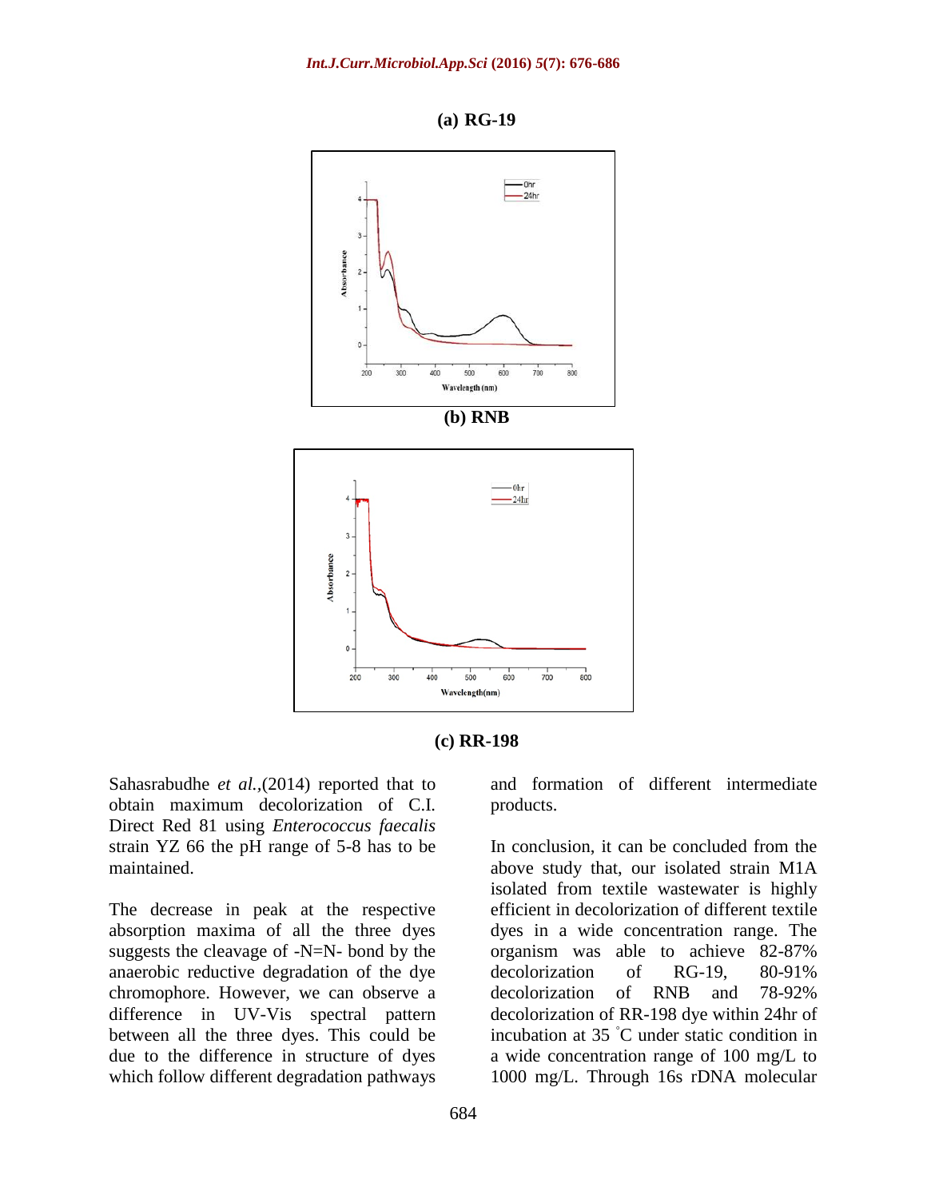**(a) RG-19**

**(b) RNB**

**(c) RR-198**

Sahasrabudhe *et al.*,(2014) reported that to obtain maximum decolorization of C.I. Direct Red 81 using *Enterococcus faecalis* strain YZ 66 the pH range of 5-8 has to be maintained.

The decrease in peak at the respective absorption maxima of all the three dyes suggests the cleavage of -N=N- bond by the anaerobic reductive degradation of the dye chromophore. However, we can observe a difference in UV-Vis spectral pattern between all the three dyes. This could be due to the difference in structure of dyes which follow different degradation pathways and formation of different intermediate products.

In conclusion, it can be concluded from the above study that, our isolated strain M1A isolated from textile wastewater is highly efficient in decolorization of different textile dyes in a wide concentration range. The organism was able to achieve 82-87% decolorization of RG-19, 80-91% decolorization of RNB and 78-92% decolorization of RR-198 dye within 24hr of incubation at 35 °C under static condition in a wide concentration range of 100 mg/L to 1000 mg/L. Through 16s rDNA molecular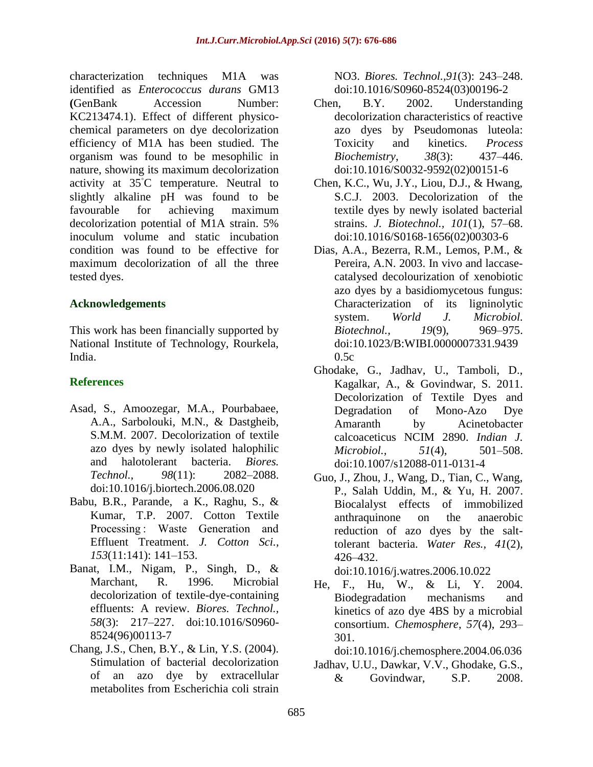characterization techniques M1A was identified as *Enterococcus durans* GM13 **(**GenBank Accession Number: KC213474.1). Effect of different physico-chemical parameters on dye decolorization efficiency of M1A has been studied. The organism was found to be mesophilic in nature, showing its maximum decolorization activity at 35°C temperature. Neutral to slightly alkaline pH was found to be favourable for achieving maximum decolorization potential of M1A strain. 5% inoculum volume and static incubation condition was found to be effective for maximum decolorization of all the three tested dyes.

## Acknowledgements

This work has been financially supported by National Institute of Technology, Rourkela, India.

## References

- Asad, S., Amoozegar, M.A., Pourbabaee, A.A., Sarbolouki, M.N., & Dastgheib, S.M.M. 2007. Decolorization of textile azo dyes by newly isolated halophilic and halotolerant bacteria. *Biores. Technol., 98*(11): 2082–2088. doi:10.1016/j.biortech.2006.08.020
- Babu, B.R., Parande, a K., Raghu, S., & Kumar, T.P. 2007. Cotton Textile Processing : Waste Generation and Effluent Treatment. *J. Cotton Sci., 153*(11:141): 141–153.
- Banat, I.M., Nigam, P., Singh, D., & Marchant, R. 1996. Microbial decolorization of textile-dye-containing effluents: A review. *Biores. Technol.*, *58*(3): 217–227. doi:10.1016/S0960-8524(96)00113-7
- Chang, J.S., Chen, B.Y., & Lin, Y.S. (2004). Stimulation of bacterial decolorization of an azo dye by extracellular metabolites from Escherichia coli strain NO3. *Biores. Technol.,91*(3): 243–248. doi:10.1016/S0960-8524(03)00196-2
- Chen, B.Y. 2002. Understanding decolorization characteristics of reactive azo dyes by Pseudomonas luteola: Toxicity and kinetics. *Process Biochemistry*, *38*(3): 437–446. doi:10.1016/S0032-9592(02)00151-6
- Chen, K.C., Wu, J.Y., Liou, D.J., & Hwang, S.C.J. 2003. Decolorization of the textile dyes by newly isolated bacterial strains. *J. Biotechnol., 101*(1), 57–68. doi:10.1016/S0168-1656(02)00303-6
- Dias, A.A., Bezerra, R.M., Lemos, P.M., & Pereira, A.N. 2003. In vivo and laccase-catalysed decolourization of xenobiotic azo dyes by a basidiomycetous fungus: Characterization of its ligninolytic system. *World J. Microbiol. Biotechnol., 19*(9), 969–975. doi:10.1023/B:WIBI.0000007331.94390.5c
- Ghodake, G., Jadhav, U., Tamboli, D., Kagalkar, A., & Govindwar, S. 2011. Decolorization of Textile Dyes and Degradation of Mono-Azo Dye Amaranth by Acinetobacter calcoaceticus NCIM 2890. *Indian J. Microbiol.*, *51*(4), 501–508. doi:10.1007/s12088-011-0131-4
- Guo, J., Zhou, J., Wang, D., Tian, C., Wang, P., Salah Uddin, M., & Yu, H. 2007. Biocalalyst effects of immobilized anthraquinone on the anaerobic reduction of azo dyes by the salt-tolerant bacteria. *Water Res.*, *41*(2), 426–432. doi:10.1016/j.watres.2006.10.022
- He, F., Hu, W., & Li, Y. 2004. Biodegradation mechanisms and kinetics of azo dye 4BS by a microbial consortium. *Chemosphere*, *57*(4), 293–301. doi:10.1016/j.chemosphere.2004.06.036
- Jadhav, U.U., Dawkar, V.V., Ghodake, G.S., & Govindwar, S.P. 2008.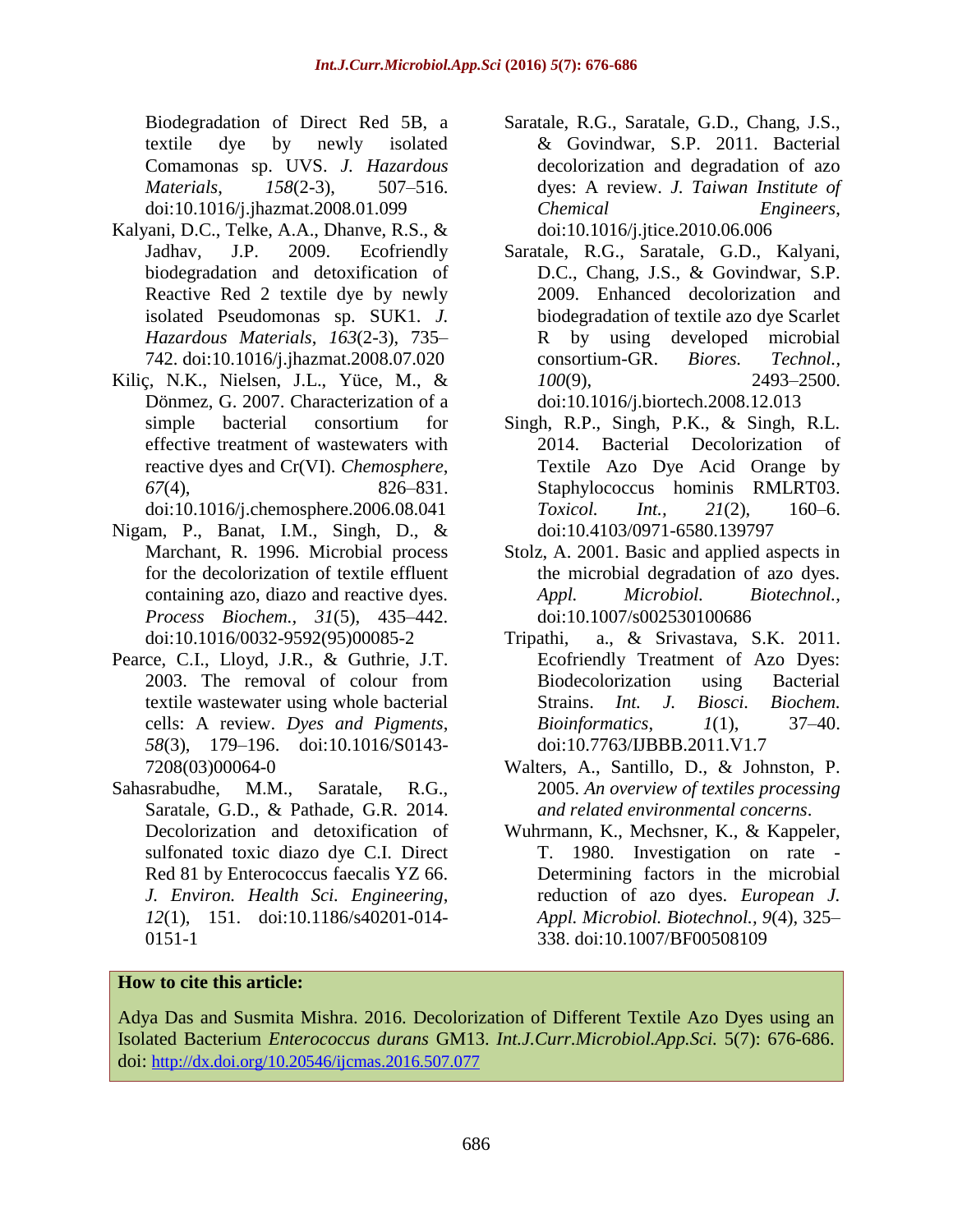Biodegradation of Direct Red 5B, a textile dye by newly isolated Comamonas sp. UVS. *J. Hazardous Materials*, *158*(2-3), 507–516. doi:10.1016/j.jhazmat.2008.01.099

Kalyani, D.C., Telke, A.A., Dhanve, R.S., & Jadhav, J.P. 2009. Ecofriendly biodegradation and detoxification of Reactive Red 2 textile dye by newly isolated Pseudomonas sp. SUK1. *J. Hazardous Materials*, *163*(2-3), 735–742. doi:10.1016/j.jhazmat.2008.07.020

Kiliç, N.K., Nielsen, J.L., Yüce, M., & Dönmez, G. 2007. Characterization of a simple bacterial consortium for effective treatment of wastewaters with reactive dyes and Cr(VI). *Chemosphere*, *67*(4), 826–831. doi:10.1016/j.chemosphere.2006.08.041

Nigam, P., Banat, I.M., Singh, D., & Marchant, R. 1996. Microbial process for the decolorization of textile effluent containing azo, diazo and reactive dyes. *Process Biochem.*, *31*(5), 435–442. doi:10.1016/0032-9592(95)00085-2

Pearce, C.I., Lloyd, J.R., & Guthrie, J.T. 2003. The removal of colour from textile wastewater using whole bacterial cells: A review. *Dyes and Pigments*, *58*(3), 179–196. doi:10.1016/S0143-7208(03)00064-0

Sahasrabudhe, M.M., Saratale, R.G., Saratale, G.D., & Pathade, G.R. 2014. Decolorization and detoxification of sulfonated toxic diazo dye C.I. Direct Red 81 by Enterococcus faecalis YZ 66. *J. Environ. Health Sci. Engineering*, *12*(1), 151. doi:10.1186/s40201-014-0151-1

Saratale, R.G., Saratale, G.D., Chang, J.S., & Govindwar, S.P. 2011. Bacterial decolorization and degradation of azo dyes: A review. *J. Taiwan Institute of Chemical Engineers*, doi:10.1016/j.jtice.2010.06.006

Saratale, R.G., Saratale, G.D., Kalyani, D.C., Chang, J.S., & Govindwar, S.P. 2009. Enhanced decolorization and biodegradation of textile azo dye Scarlet R by using developed microbial consortium-GR. *Biores. Technol.*, *100*(9), 2493–2500. doi:10.1016/j.biortech.2008.12.013

Singh, R.P., Singh, P.K., & Singh, R.L. 2014. Bacterial Decolorization of Textile Azo Dye Acid Orange by Staphylococcus hominis RMLRT03. *Toxicol. Int.*, *21*(2), 160–6. doi:10.4103/0971-6580.139797

Stolz, A. 2001. Basic and applied aspects in the microbial degradation of azo dyes. *Appl. Microbiol. Biotechnol.*, doi:10.1007/s002530100686

Tripathi, a., & Srivastava, S.K. 2011. Ecofriendly Treatment of Azo Dyes: Biodecolorization using Bacterial Strains. *Int. J. Biosci. Biochem. Bioinformatics*, *1*(1), 37–40. doi:10.7763/IJBBB.2011.V1.7

Walters, A., Santillo, D., & Johnston, P. 2005. *An overview of textiles processing and related environmental concerns*.

Wuhrmann, K., Mechsner, K., & Kappeler, T. 1980. Investigation on rate - Determining factors in the microbial reduction of azo dyes. *European J. Appl. Microbiol. Biotechnol.*, *9*(4), 325–338. doi:10.1007/BF00508109

**How to cite this article:**

Adya Das and Susmita Mishra. 2016. Decolorization of Different Textile Azo Dyes using an Isolated Bacterium *Enterococcus durans* GM13. *Int.J.Curr.Microbiol.App.Sci.* 5(7): 676-686. doi: http://dx.doi.org/10.20546/ijcmas.2016.507.077